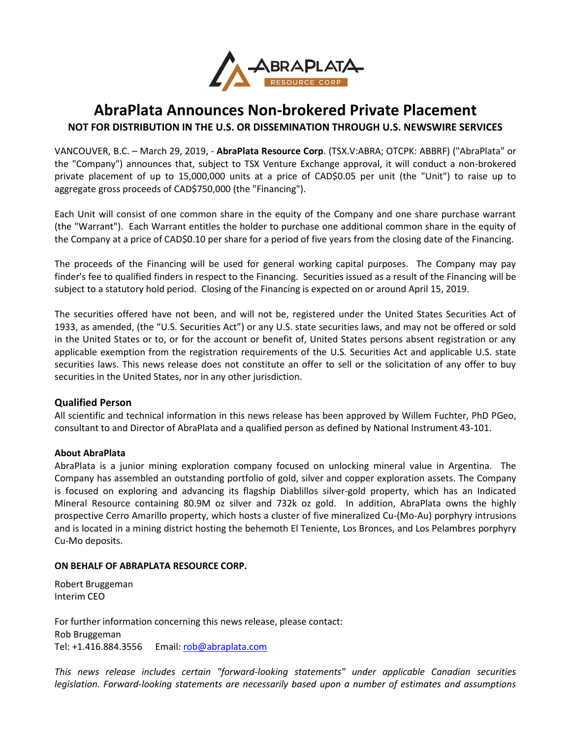# AbraPlata Announces Non-brokered Private Placement

**NOT FOR DISTRIBUTION IN THE U.S. OR DISSEMINATION THROUGH U.S. NEWSWIRE SERVICES**

VANCOUVER, B.C. – March 29, 2019, - **AbraPlata Resource Corp**. (TSX.V:ABRA; OTCPK: ABBRF) ("AbraPlata" or the "Company") announces that, subject to TSX Venture Exchange approval, it will conduct a non-brokered private placement of up to 15,000,000 units at a price of CAD$0.05 per unit (the "Unit") to raise up to aggregate gross proceeds of CAD$750,000 (the "Financing").

Each Unit will consist of one common share in the equity of the Company and one share purchase warrant (the "Warrant"). Each Warrant entitles the holder to purchase one additional common share in the equity of the Company at a price of CAD$0.10 per share for a period of five years from the closing date of the Financing.

The proceeds of the Financing will be used for general working capital purposes. The Company may pay finder's fee to qualified finders in respect to the Financing. Securities issued as a result of the Financing will be subject to a statutory hold period. Closing of the Financing is expected on or around April 15, 2019.

The securities offered have not been, and will not be, registered under the United States Securities Act of 1933, as amended, (the "U.S. Securities Act") or any U.S. state securities laws, and may not be offered or sold in the United States or to, or for the account or benefit of, United States persons absent registration or any applicable exemption from the registration requirements of the U.S. Securities Act and applicable U.S. state securities laws. This news release does not constitute an offer to sell or the solicitation of any offer to buy securities in the United States, nor in any other jurisdiction.

## Qualified Person

All scientific and technical information in this news release has been approved by Willem Fuchter, PhD PGeo, consultant to and Director of AbraPlata and a qualified person as defined by National Instrument 43-101.

**About AbraPlata**

AbraPlata is a junior mining exploration company focused on unlocking mineral value in Argentina. The Company has assembled an outstanding portfolio of gold, silver and copper exploration assets. The Company is focused on exploring and advancing its flagship Diablillos silver-gold property, which has an Indicated Mineral Resource containing 80.9M oz silver and 732k oz gold. In addition, AbraPlata owns the highly prospective Cerro Amarillo property, which hosts a cluster of five mineralized Cu-(Mo-Au) porphyry intrusions and is located in a mining district hosting the behemoth El Teniente, Los Bronces, and Los Pelambres porphyry Cu-Mo deposits.

**ON BEHALF OF ABRAPLATA RESOURCE CORP.**

Robert Bruggeman
Interim CEO

For further information concerning this news release, please contact:
Rob Bruggeman
Tel: +1.416.884.3556 Email: rob@abraplata.com

*This news release includes certain "forward-looking statements" under applicable Canadian securities legislation. Forward-looking statements are necessarily based upon a number of estimates and assumptions*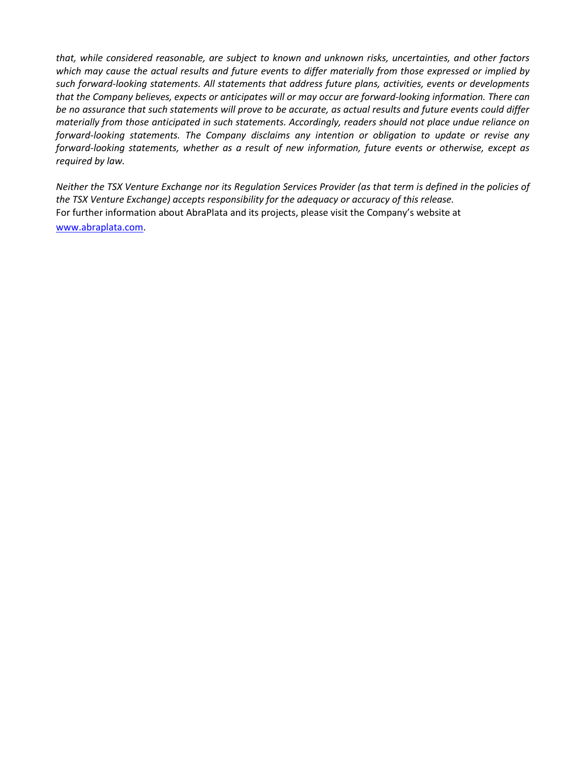*that, while considered reasonable, are subject to known and unknown risks, uncertainties, and other factors which may cause the actual results and future events to differ materially from those expressed or implied by such forward-looking statements. All statements that address future plans, activities, events or developments that the Company believes, expects or anticipates will or may occur are forward-looking information. There can be no assurance that such statements will prove to be accurate, as actual results and future events could differ materially from those anticipated in such statements. Accordingly, readers should not place undue reliance on forward-looking statements. The Company disclaims any intention or obligation to update or revise any forward-looking statements, whether as a result of new information, future events or otherwise, except as required by law.*

*Neither the TSX Venture Exchange nor its Regulation Services Provider (as that term is defined in the policies of the TSX Venture Exchange) accepts responsibility for the adequacy or accuracy of this release.*
For further information about AbraPlata and its projects, please visit the Company's website at [www.abraplata.com](www.abraplata.com).